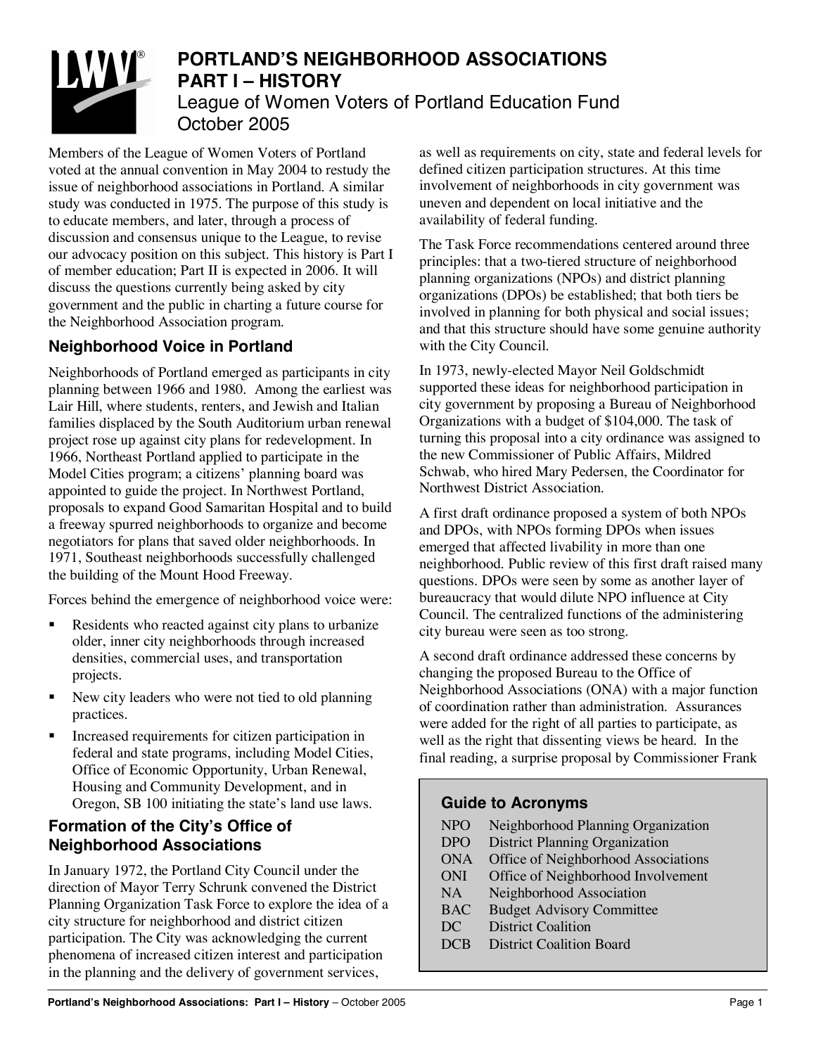# PORTLAND'S NEIGHBORHOOD ASSOCIATIONS PART I – HISTORY

League of Women Voters of Portland Education Fund
October 2005

Members of the League of Women Voters of Portland voted at the annual convention in May 2004 to restudy the issue of neighborhood associations in Portland. A similar study was conducted in 1975. The purpose of this study is to educate members, and later, through a process of discussion and consensus unique to the League, to revise our advocacy position on this subject. This history is Part I of member education; Part II is expected in 2006. It will discuss the questions currently being asked by city government and the public in charting a future course for the Neighborhood Association program.

## Neighborhood Voice in Portland

Neighborhoods of Portland emerged as participants in city planning between 1966 and 1980. Among the earliest was Lair Hill, where students, renters, and Jewish and Italian families displaced by the South Auditorium urban renewal project rose up against city plans for redevelopment. In 1966, Northeast Portland applied to participate in the Model Cities program; a citizens' planning board was appointed to guide the project. In Northwest Portland, proposals to expand Good Samaritan Hospital and to build a freeway spurred neighborhoods to organize and become negotiators for plans that saved older neighborhoods. In 1971, Southeast neighborhoods successfully challenged the building of the Mount Hood Freeway.

Forces behind the emergence of neighborhood voice were:

- Residents who reacted against city plans to urbanize older, inner city neighborhoods through increased densities, commercial uses, and transportation projects.
- New city leaders who were not tied to old planning practices.
- Increased requirements for citizen participation in federal and state programs, including Model Cities, Office of Economic Opportunity, Urban Renewal, Housing and Community Development, and in Oregon, SB 100 initiating the state's land use laws.

## Formation of the City's Office of Neighborhood Associations

In January 1972, the Portland City Council under the direction of Mayor Terry Schrunk convened the District Planning Organization Task Force to explore the idea of a city structure for neighborhood and district citizen participation. The City was acknowledging the current phenomena of increased citizen interest and participation in the planning and the delivery of government services, as well as requirements on city, state and federal levels for defined citizen participation structures. At this time involvement of neighborhoods in city government was uneven and dependent on local initiative and the availability of federal funding.

The Task Force recommendations centered around three principles: that a two-tiered structure of neighborhood planning organizations (NPOs) and district planning organizations (DPOs) be established; that both tiers be involved in planning for both physical and social issues; and that this structure should have some genuine authority with the City Council.

In 1973, newly-elected Mayor Neil Goldschmidt supported these ideas for neighborhood participation in city government by proposing a Bureau of Neighborhood Organizations with a budget of $104,000. The task of turning this proposal into a city ordinance was assigned to the new Commissioner of Public Affairs, Mildred Schwab, who hired Mary Pedersen, the Coordinator for Northwest District Association.

A first draft ordinance proposed a system of both NPOs and DPOs, with NPOs forming DPOs when issues emerged that affected livability in more than one neighborhood. Public review of this first draft raised many questions. DPOs were seen by some as another layer of bureaucracy that would dilute NPO influence at City Council. The centralized functions of the administering city bureau were seen as too strong.

A second draft ordinance addressed these concerns by changing the proposed Bureau to the Office of Neighborhood Associations (ONA) with a major function of coordination rather than administration. Assurances were added for the right of all parties to participate, as well as the right that dissenting views be heard. In the final reading, a surprise proposal by Commissioner Frank

### Guide to Acronyms

| | |
|---|---|
| NPO | Neighborhood Planning Organization |
| DPO | District Planning Organization |
| ONA | Office of Neighborhood Associations |
| ONI | Office of Neighborhood Involvement |
| NA | Neighborhood Association |
| BAC | Budget Advisory Committee |
| DC | District Coalition |
| DCB | District Coalition Board |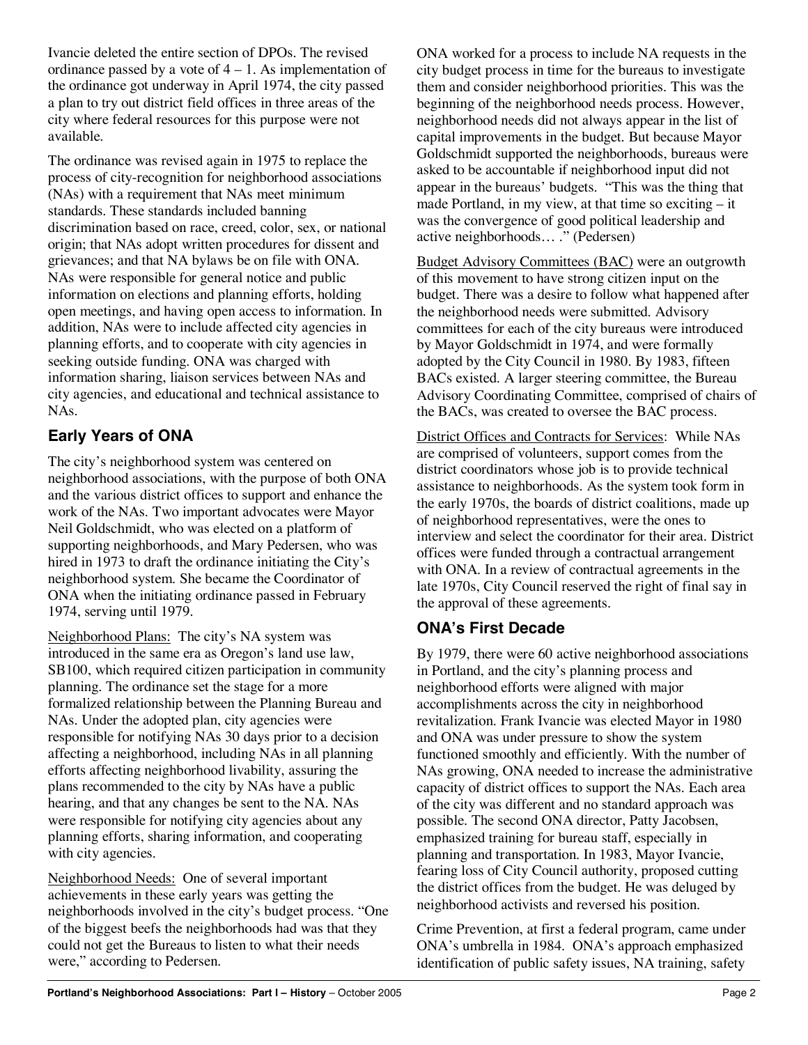Ivancie deleted the entire section of DPOs. The revised ordinance passed by a vote of 4 – 1. As implementation of the ordinance got underway in April 1974, the city passed a plan to try out district field offices in three areas of the city where federal resources for this purpose were not available.

The ordinance was revised again in 1975 to replace the process of city-recognition for neighborhood associations (NAs) with a requirement that NAs meet minimum standards. These standards included banning discrimination based on race, creed, color, sex, or national origin; that NAs adopt written procedures for dissent and grievances; and that NA bylaws be on file with ONA. NAs were responsible for general notice and public information on elections and planning efforts, holding open meetings, and having open access to information. In addition, NAs were to include affected city agencies in planning efforts, and to cooperate with city agencies in seeking outside funding. ONA was charged with information sharing, liaison services between NAs and city agencies, and educational and technical assistance to NAs.

## Early Years of ONA

The city's neighborhood system was centered on neighborhood associations, with the purpose of both ONA and the various district offices to support and enhance the work of the NAs. Two important advocates were Mayor Neil Goldschmidt, who was elected on a platform of supporting neighborhoods, and Mary Pedersen, who was hired in 1973 to draft the ordinance initiating the City's neighborhood system. She became the Coordinator of ONA when the initiating ordinance passed in February 1974, serving until 1979.

Neighborhood Plans: The city's NA system was introduced in the same era as Oregon's land use law, SB100, which required citizen participation in community planning. The ordinance set the stage for a more formalized relationship between the Planning Bureau and NAs. Under the adopted plan, city agencies were responsible for notifying NAs 30 days prior to a decision affecting a neighborhood, including NAs in all planning efforts affecting neighborhood livability, assuring the plans recommended to the city by NAs have a public hearing, and that any changes be sent to the NA. NAs were responsible for notifying city agencies about any planning efforts, sharing information, and cooperating with city agencies.

Neighborhood Needs: One of several important achievements in these early years was getting the neighborhoods involved in the city's budget process. "One of the biggest beefs the neighborhoods had was that they could not get the Bureaus to listen to what their needs were," according to Pedersen.

ONA worked for a process to include NA requests in the city budget process in time for the bureaus to investigate them and consider neighborhood priorities. This was the beginning of the neighborhood needs process. However, neighborhood needs did not always appear in the list of capital improvements in the budget. But because Mayor Goldschmidt supported the neighborhoods, bureaus were asked to be accountable if neighborhood input did not appear in the bureaus' budgets. "This was the thing that made Portland, in my view, at that time so exciting – it was the convergence of good political leadership and active neighborhoods… ." (Pedersen)

Budget Advisory Committees (BAC) were an outgrowth of this movement to have strong citizen input on the budget. There was a desire to follow what happened after the neighborhood needs were submitted. Advisory committees for each of the city bureaus were introduced by Mayor Goldschmidt in 1974, and were formally adopted by the City Council in 1980. By 1983, fifteen BACs existed. A larger steering committee, the Bureau Advisory Coordinating Committee, comprised of chairs of the BACs, was created to oversee the BAC process.

District Offices and Contracts for Services: While NAs are comprised of volunteers, support comes from the district coordinators whose job is to provide technical assistance to neighborhoods. As the system took form in the early 1970s, the boards of district coalitions, made up of neighborhood representatives, were the ones to interview and select the coordinator for their area. District offices were funded through a contractual arrangement with ONA. In a review of contractual agreements in the late 1970s, City Council reserved the right of final say in the approval of these agreements.

## ONA's First Decade

By 1979, there were 60 active neighborhood associations in Portland, and the city's planning process and neighborhood efforts were aligned with major accomplishments across the city in neighborhood revitalization. Frank Ivancie was elected Mayor in 1980 and ONA was under pressure to show the system functioned smoothly and efficiently. With the number of NAs growing, ONA needed to increase the administrative capacity of district offices to support the NAs. Each area of the city was different and no standard approach was possible. The second ONA director, Patty Jacobsen, emphasized training for bureau staff, especially in planning and transportation. In 1983, Mayor Ivancie, fearing loss of City Council authority, proposed cutting the district offices from the budget. He was deluged by neighborhood activists and reversed his position.

Crime Prevention, at first a federal program, came under ONA's umbrella in 1984. ONA's approach emphasized identification of public safety issues, NA training, safety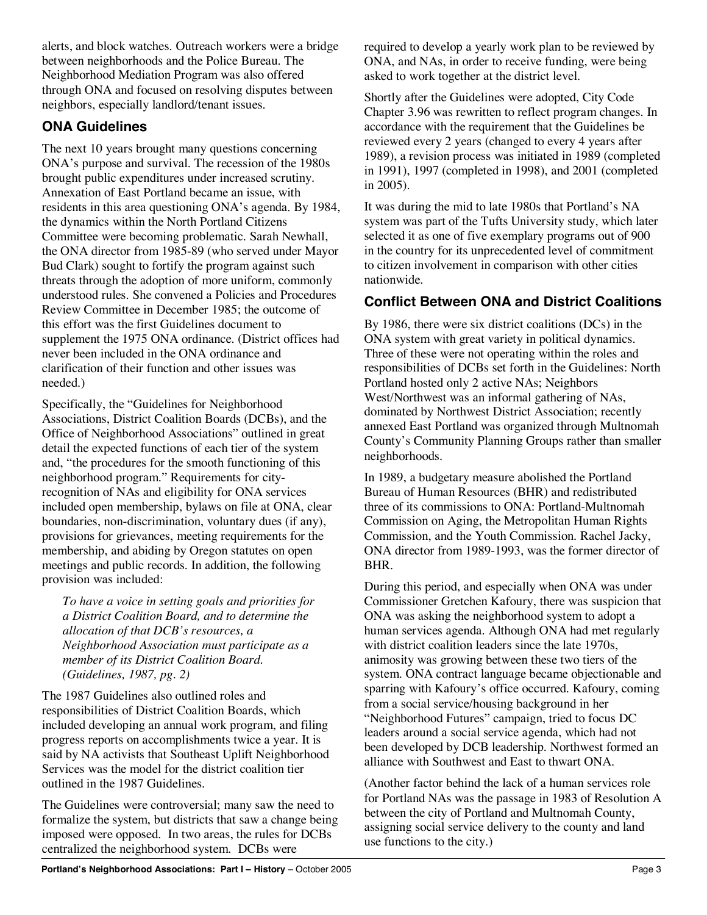alerts, and block watches. Outreach workers were a bridge between neighborhoods and the Police Bureau. The Neighborhood Mediation Program was also offered through ONA and focused on resolving disputes between neighbors, especially landlord/tenant issues.

### ONA Guidelines

The next 10 years brought many questions concerning ONA's purpose and survival. The recession of the 1980s brought public expenditures under increased scrutiny. Annexation of East Portland became an issue, with residents in this area questioning ONA's agenda. By 1984, the dynamics within the North Portland Citizens Committee were becoming problematic. Sarah Newhall, the ONA director from 1985-89 (who served under Mayor Bud Clark) sought to fortify the program against such threats through the adoption of more uniform, commonly understood rules. She convened a Policies and Procedures Review Committee in December 1985; the outcome of this effort was the first Guidelines document to supplement the 1975 ONA ordinance. (District offices had never been included in the ONA ordinance and clarification of their function and other issues was needed.)

Specifically, the "Guidelines for Neighborhood Associations, District Coalition Boards (DCBs), and the Office of Neighborhood Associations" outlined in great detail the expected functions of each tier of the system and, "the procedures for the smooth functioning of this neighborhood program." Requirements for city-recognition of NAs and eligibility for ONA services included open membership, bylaws on file at ONA, clear boundaries, non-discrimination, voluntary dues (if any), provisions for grievances, meeting requirements for the membership, and abiding by Oregon statutes on open meetings and public records. In addition, the following provision was included:

> *To have a voice in setting goals and priorities for a District Coalition Board, and to determine the allocation of that DCB's resources, a Neighborhood Association must participate as a member of its District Coalition Board. (Guidelines, 1987, pg. 2)*

The 1987 Guidelines also outlined roles and responsibilities of District Coalition Boards, which included developing an annual work program, and filing progress reports on accomplishments twice a year. It is said by NA activists that Southeast Uplift Neighborhood Services was the model for the district coalition tier outlined in the 1987 Guidelines.

The Guidelines were controversial; many saw the need to formalize the system, but districts that saw a change being imposed were opposed. In two areas, the rules for DCBs centralized the neighborhood system. DCBs were required to develop a yearly work plan to be reviewed by ONA, and NAs, in order to receive funding, were being asked to work together at the district level.

Shortly after the Guidelines were adopted, City Code Chapter 3.96 was rewritten to reflect program changes. In accordance with the requirement that the Guidelines be reviewed every 2 years (changed to every 4 years after 1989), a revision process was initiated in 1989 (completed in 1991), 1997 (completed in 1998), and 2001 (completed in 2005).

It was during the mid to late 1980s that Portland's NA system was part of the Tufts University study, which later selected it as one of five exemplary programs out of 900 in the country for its unprecedented level of commitment to citizen involvement in comparison with other cities nationwide.

### Conflict Between ONA and District Coalitions

By 1986, there were six district coalitions (DCs) in the ONA system with great variety in political dynamics. Three of these were not operating within the roles and responsibilities of DCBs set forth in the Guidelines: North Portland hosted only 2 active NAs; Neighbors West/Northwest was an informal gathering of NAs, dominated by Northwest District Association; recently annexed East Portland was organized through Multnomah County's Community Planning Groups rather than smaller neighborhoods.

In 1989, a budgetary measure abolished the Portland Bureau of Human Resources (BHR) and redistributed three of its commissions to ONA: Portland-Multnomah Commission on Aging, the Metropolitan Human Rights Commission, and the Youth Commission. Rachel Jacky, ONA director from 1989-1993, was the former director of BHR.

During this period, and especially when ONA was under Commissioner Gretchen Kafoury, there was suspicion that ONA was asking the neighborhood system to adopt a human services agenda. Although ONA had met regularly with district coalition leaders since the late 1970s, animosity was growing between these two tiers of the system. ONA contract language became objectionable and sparring with Kafoury's office occurred. Kafoury, coming from a social service/housing background in her "Neighborhood Futures" campaign, tried to focus DC leaders around a social service agenda, which had not been developed by DCB leadership. Northwest formed an alliance with Southwest and East to thwart ONA.

(Another factor behind the lack of a human services role for Portland NAs was the passage in 1983 of Resolution A between the city of Portland and Multnomah County, assigning social service delivery to the county and land use functions to the city.)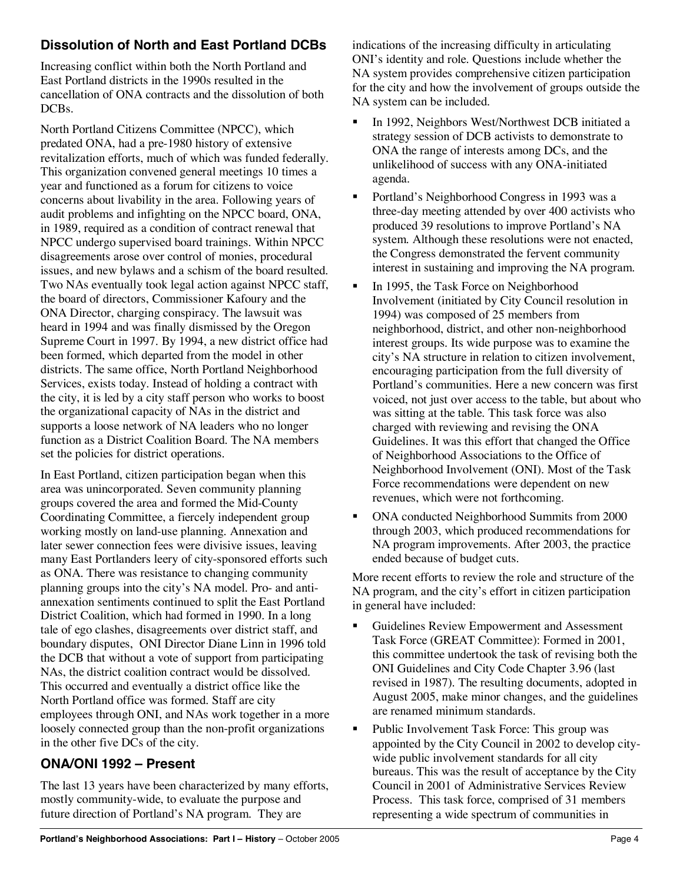## Dissolution of North and East Portland DCBs

Increasing conflict within both the North Portland and East Portland districts in the 1990s resulted in the cancellation of ONA contracts and the dissolution of both DCBs.

North Portland Citizens Committee (NPCC), which predated ONA, had a pre-1980 history of extensive revitalization efforts, much of which was funded federally. This organization convened general meetings 10 times a year and functioned as a forum for citizens to voice concerns about livability in the area. Following years of audit problems and infighting on the NPCC board, ONA, in 1989, required as a condition of contract renewal that NPCC undergo supervised board trainings. Within NPCC disagreements arose over control of monies, procedural issues, and new bylaws and a schism of the board resulted. Two NAs eventually took legal action against NPCC staff, the board of directors, Commissioner Kafoury and the ONA Director, charging conspiracy. The lawsuit was heard in 1994 and was finally dismissed by the Oregon Supreme Court in 1997. By 1994, a new district office had been formed, which departed from the model in other districts. The same office, North Portland Neighborhood Services, exists today. Instead of holding a contract with the city, it is led by a city staff person who works to boost the organizational capacity of NAs in the district and supports a loose network of NA leaders who no longer function as a District Coalition Board. The NA members set the policies for district operations.

In East Portland, citizen participation began when this area was unincorporated. Seven community planning groups covered the area and formed the Mid-County Coordinating Committee, a fiercely independent group working mostly on land-use planning. Annexation and later sewer connection fees were divisive issues, leaving many East Portlanders leery of city-sponsored efforts such as ONA. There was resistance to changing community planning groups into the city's NA model. Pro- and anti-annexation sentiments continued to split the East Portland District Coalition, which had formed in 1990. In a long tale of ego clashes, disagreements over district staff, and boundary disputes, ONI Director Diane Linn in 1996 told the DCB that without a vote of support from participating NAs, the district coalition contract would be dissolved. This occurred and eventually a district office like the North Portland office was formed. Staff are city employees through ONI, and NAs work together in a more loosely connected group than the non-profit organizations in the other five DCs of the city.

## ONA/ONI 1992 – Present

The last 13 years have been characterized by many efforts, mostly community-wide, to evaluate the purpose and future direction of Portland's NA program. They are indications of the increasing difficulty in articulating ONI's identity and role. Questions include whether the NA system provides comprehensive citizen participation for the city and how the involvement of groups outside the NA system can be included.

- In 1992, Neighbors West/Northwest DCB initiated a strategy session of DCB activists to demonstrate to ONA the range of interests among DCs, and the unlikelihood of success with any ONA-initiated agenda.
- Portland's Neighborhood Congress in 1993 was a three-day meeting attended by over 400 activists who produced 39 resolutions to improve Portland's NA system. Although these resolutions were not enacted, the Congress demonstrated the fervent community interest in sustaining and improving the NA program.
- In 1995, the Task Force on Neighborhood Involvement (initiated by City Council resolution in 1994) was composed of 25 members from neighborhood, district, and other non-neighborhood interest groups. Its wide purpose was to examine the city's NA structure in relation to citizen involvement, encouraging participation from the full diversity of Portland's communities. Here a new concern was first voiced, not just over access to the table, but about who was sitting at the table. This task force was also charged with reviewing and revising the ONA Guidelines. It was this effort that changed the Office of Neighborhood Associations to the Office of Neighborhood Involvement (ONI). Most of the Task Force recommendations were dependent on new revenues, which were not forthcoming.
- ONA conducted Neighborhood Summits from 2000 through 2003, which produced recommendations for NA program improvements. After 2003, the practice ended because of budget cuts.

More recent efforts to review the role and structure of the NA program, and the city's effort in citizen participation in general have included:

- Guidelines Review Empowerment and Assessment Task Force (GREAT Committee): Formed in 2001, this committee undertook the task of revising both the ONI Guidelines and City Code Chapter 3.96 (last revised in 1987). The resulting documents, adopted in August 2005, make minor changes, and the guidelines are renamed minimum standards.
- Public Involvement Task Force: This group was appointed by the City Council in 2002 to develop city-wide public involvement standards for all city bureaus. This was the result of acceptance by the City Council in 2001 of Administrative Services Review Process. This task force, comprised of 31 members representing a wide spectrum of communities in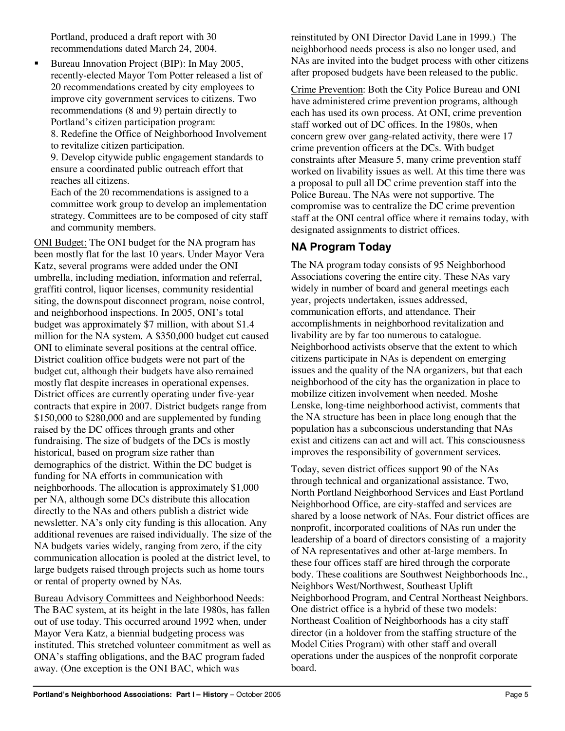Portland, produced a draft report with 30 recommendations dated March 24, 2004.

- Bureau Innovation Project (BIP): In May 2005, recently-elected Mayor Tom Potter released a list of 20 recommendations created by city employees to improve city government services to citizens. Two recommendations (8 and 9) pertain directly to Portland's citizen participation program:
  8. Redefine the Office of Neighborhood Involvement to revitalize citizen participation.
  9. Develop citywide public engagement standards to ensure a coordinated public outreach effort that reaches all citizens.
  
  Each of the 20 recommendations is assigned to a committee work group to develop an implementation strategy. Committees are to be composed of city staff and community members.

ONI Budget: The ONI budget for the NA program has been mostly flat for the last 10 years. Under Mayor Vera Katz, several programs were added under the ONI umbrella, including mediation, information and referral, graffiti control, liquor licenses, community residential siting, the downspout disconnect program, noise control, and neighborhood inspections. In 2005, ONI's total budget was approximately $7 million, with about $1.4 million for the NA system. A $350,000 budget cut caused ONI to eliminate several positions at the central office. District coalition office budgets were not part of the budget cut, although their budgets have also remained mostly flat despite increases in operational expenses. District offices are currently operating under five-year contracts that expire in 2007. District budgets range from $150,000 to $280,000 and are supplemented by funding raised by the DC offices through grants and other fundraising. The size of budgets of the DCs is mostly historical, based on program size rather than demographics of the district. Within the DC budget is funding for NA efforts in communication with neighborhoods. The allocation is approximately $1,000 per NA, although some DCs distribute this allocation directly to the NAs and others publish a district wide newsletter. NA's only city funding is this allocation. Any additional revenues are raised individually. The size of the NA budgets varies widely, ranging from zero, if the city communication allocation is pooled at the district level, to large budgets raised through projects such as home tours or rental of property owned by NAs.

Bureau Advisory Committees and Neighborhood Needs: The BAC system, at its height in the late 1980s, has fallen out of use today. This occurred around 1992 when, under Mayor Vera Katz, a biennial budgeting process was instituted. This stretched volunteer commitment as well as ONA's staffing obligations, and the BAC program faded away. (One exception is the ONI BAC, which was reinstituted by ONI Director David Lane in 1999.) The neighborhood needs process is also no longer used, and NAs are invited into the budget process with other citizens after proposed budgets have been released to the public.

Crime Prevention: Both the City Police Bureau and ONI have administered crime prevention programs, although each has used its own process. At ONI, crime prevention staff worked out of DC offices. In the 1980s, when concern grew over gang-related activity, there were 17 crime prevention officers at the DCs. With budget constraints after Measure 5, many crime prevention staff worked on livability issues as well. At this time there was a proposal to pull all DC crime prevention staff into the Police Bureau. The NAs were not supportive. The compromise was to centralize the DC crime prevention staff at the ONI central office where it remains today, with designated assignments to district offices.

## NA Program Today

The NA program today consists of 95 Neighborhood Associations covering the entire city. These NAs vary widely in number of board and general meetings each year, projects undertaken, issues addressed, communication efforts, and attendance. Their accomplishments in neighborhood revitalization and livability are by far too numerous to catalogue. Neighborhood activists observe that the extent to which citizens participate in NAs is dependent on emerging issues and the quality of the NA organizers, but that each neighborhood of the city has the organization in place to mobilize citizen involvement when needed. Moshe Lenske, long-time neighborhood activist, comments that the NA structure has been in place long enough that the population has a subconscious understanding that NAs exist and citizens can act and will act. This consciousness improves the responsibility of government services.

Today, seven district offices support 90 of the NAs through technical and organizational assistance. Two, North Portland Neighborhood Services and East Portland Neighborhood Office, are city-staffed and services are shared by a loose network of NAs. Four district offices are nonprofit, incorporated coalitions of NAs run under the leadership of a board of directors consisting of a majority of NA representatives and other at-large members. In these four offices staff are hired through the corporate body. These coalitions are Southwest Neighborhoods Inc., Neighbors West/Northwest, Southeast Uplift Neighborhood Program, and Central Northeast Neighbors. One district office is a hybrid of these two models: Northeast Coalition of Neighborhoods has a city staff director (in a holdover from the staffing structure of the Model Cities Program) with other staff and overall operations under the auspices of the nonprofit corporate board.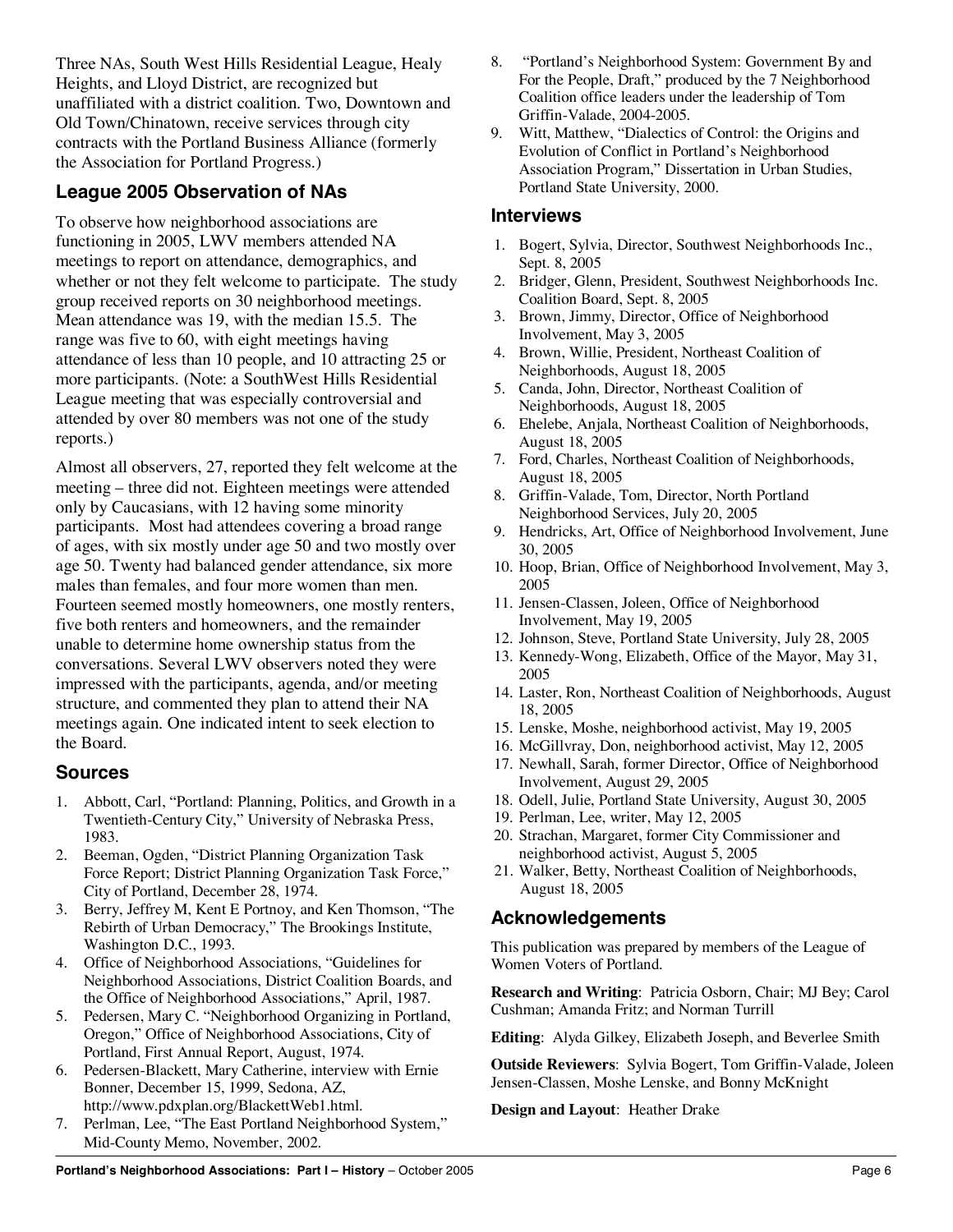Three NAs, South West Hills Residential League, Healy Heights, and Lloyd District, are recognized but unaffiliated with a district coalition. Two, Downtown and Old Town/Chinatown, receive services through city contracts with the Portland Business Alliance (formerly the Association for Portland Progress.)

## League 2005 Observation of NAs

To observe how neighborhood associations are functioning in 2005, LWV members attended NA meetings to report on attendance, demographics, and whether or not they felt welcome to participate. The study group received reports on 30 neighborhood meetings. Mean attendance was 19, with the median 15.5. The range was five to 60, with eight meetings having attendance of less than 10 people, and 10 attracting 25 or more participants. (Note: a SouthWest Hills Residential League meeting that was especially controversial and attended by over 80 members was not one of the study reports.)

Almost all observers, 27, reported they felt welcome at the meeting – three did not. Eighteen meetings were attended only by Caucasians, with 12 having some minority participants. Most had attendees covering a broad range of ages, with six mostly under age 50 and two mostly over age 50. Twenty had balanced gender attendance, six more males than females, and four more women than men. Fourteen seemed mostly homeowners, one mostly renters, five both renters and homeowners, and the remainder unable to determine home ownership status from the conversations. Several LWV observers noted they were impressed with the participants, agenda, and/or meeting structure, and commented they plan to attend their NA meetings again. One indicated intent to seek election to the Board.

## Sources

1. Abbott, Carl, "Portland: Planning, Politics, and Growth in a Twentieth-Century City," University of Nebraska Press, 1983.
2. Beeman, Ogden, "District Planning Organization Task Force Report; District Planning Organization Task Force," City of Portland, December 28, 1974.
3. Berry, Jeffrey M, Kent E Portnoy, and Ken Thomson, "The Rebirth of Urban Democracy," The Brookings Institute, Washington D.C., 1993.
4. Office of Neighborhood Associations, "Guidelines for Neighborhood Associations, District Coalition Boards, and the Office of Neighborhood Associations," April, 1987.
5. Pedersen, Mary C. "Neighborhood Organizing in Portland, Oregon," Office of Neighborhood Associations, City of Portland, First Annual Report, August, 1974.
6. Pedersen-Blackett, Mary Catherine, interview with Ernie Bonner, December 15, 1999, Sedona, AZ, http://www.pdxplan.org/BlackettWeb1.html.
7. Perlman, Lee, "The East Portland Neighborhood System," Mid-County Memo, November, 2002.
8. "Portland's Neighborhood System: Government By and For the People, Draft," produced by the 7 Neighborhood Coalition office leaders under the leadership of Tom Griffin-Valade, 2004-2005.
9. Witt, Matthew, "Dialectics of Control: the Origins and Evolution of Conflict in Portland's Neighborhood Association Program," Dissertation in Urban Studies, Portland State University, 2000.

## Interviews

1. Bogert, Sylvia, Director, Southwest Neighborhoods Inc., Sept. 8, 2005
2. Bridger, Glenn, President, Southwest Neighborhoods Inc. Coalition Board, Sept. 8, 2005
3. Brown, Jimmy, Director, Office of Neighborhood Involvement, May 3, 2005
4. Brown, Willie, President, Northeast Coalition of Neighborhoods, August 18, 2005
5. Canda, John, Director, Northeast Coalition of Neighborhoods, August 18, 2005
6. Ehelebe, Anjala, Northeast Coalition of Neighborhoods, August 18, 2005
7. Ford, Charles, Northeast Coalition of Neighborhoods, August 18, 2005
8. Griffin-Valade, Tom, Director, North Portland Neighborhood Services, July 20, 2005
9. Hendricks, Art, Office of Neighborhood Involvement, June 30, 2005
10. Hoop, Brian, Office of Neighborhood Involvement, May 3, 2005
11. Jensen-Classen, Joleen, Office of Neighborhood Involvement, May 19, 2005
12. Johnson, Steve, Portland State University, July 28, 2005
13. Kennedy-Wong, Elizabeth, Office of the Mayor, May 31, 2005
14. Laster, Ron, Northeast Coalition of Neighborhoods, August 18, 2005
15. Lenske, Moshe, neighborhood activist, May 19, 2005
16. McGillvray, Don, neighborhood activist, May 12, 2005
17. Newhall, Sarah, former Director, Office of Neighborhood Involvement, August 29, 2005
18. Odell, Julie, Portland State University, August 30, 2005
19. Perlman, Lee, writer, May 12, 2005
20. Strachan, Margaret, former City Commissioner and neighborhood activist, August 5, 2005
21. Walker, Betty, Northeast Coalition of Neighborhoods, August 18, 2005

## Acknowledgements

This publication was prepared by members of the League of Women Voters of Portland.

**Research and Writing**: Patricia Osborn, Chair; MJ Bey; Carol Cushman; Amanda Fritz; and Norman Turrill

**Editing**: Alyda Gilkey, Elizabeth Joseph, and Beverlee Smith

**Outside Reviewers**: Sylvia Bogert, Tom Griffin-Valade, Joleen Jensen-Classen, Moshe Lenske, and Bonny McKnight

**Design and Layout**: Heather Drake